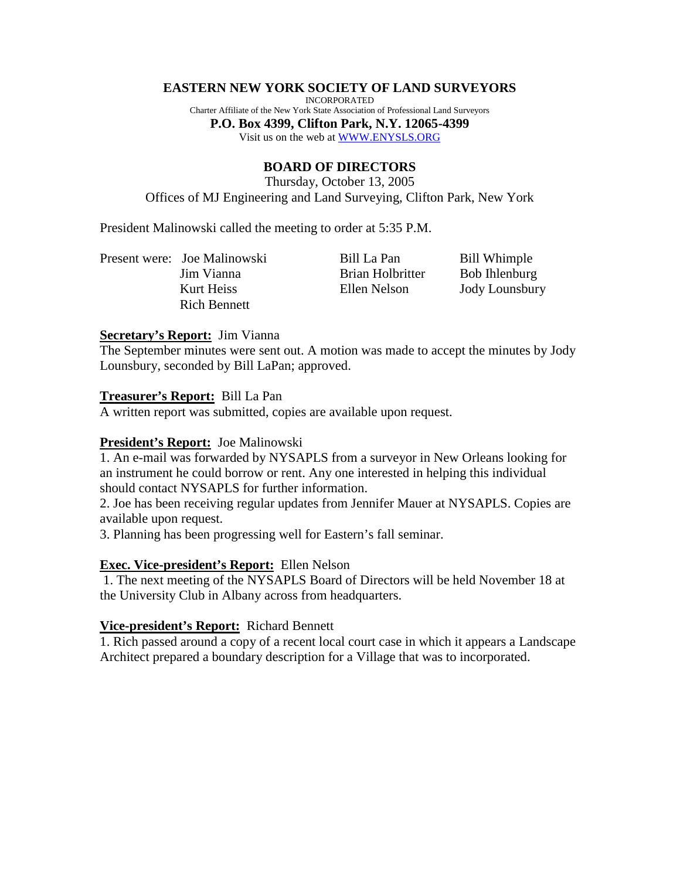# EASTERN NEW YORK SOCIETY OF LAND SURVEYORS

INCORPORATED

Charter Affiliate of the New York State Association of Professional Land Surveyors

**P.O. Box 4399, Clifton Park, N.Y. 12065-4399**

Visit us on the web at WWW.ENYSLS.ORG

## BOARD OF DIRECTORS

Thursday, October 13, 2005

Offices of MJ Engineering and Land Surveying, Clifton Park, New York

President Malinowski called the meeting to order at 5:35 P.M.

| Present were: | | | |
|---|---|---|---|
| | Joe Malinowski | Bill La Pan | Bill Whimple |
| | Jim Vianna | Brian Holbritter | Bob Ihlenburg |
| | Kurt Heiss | Ellen Nelson | Jody Lounsbury |
| | Rich Bennett | | |

**Secretary's Report:** Jim Vianna

The September minutes were sent out. A motion was made to accept the minutes by Jody Lounsbury, seconded by Bill LaPan; approved.

**Treasurer's Report:** Bill La Pan

A written report was submitted, copies are available upon request.

**President's Report:** Joe Malinowski

1. An e-mail was forwarded by NYSAPLS from a surveyor in New Orleans looking for an instrument he could borrow or rent. Any one interested in helping this individual should contact NYSAPLS for further information.
2. Joe has been receiving regular updates from Jennifer Mauer at NYSAPLS. Copies are available upon request.
3. Planning has been progressing well for Eastern's fall seminar.

**Exec. Vice-president's Report:** Ellen Nelson

1. The next meeting of the NYSAPLS Board of Directors will be held November 18 at the University Club in Albany across from headquarters.

**Vice-president's Report:** Richard Bennett

1. Rich passed around a copy of a recent local court case in which it appears a Landscape Architect prepared a boundary description for a Village that was to incorporated.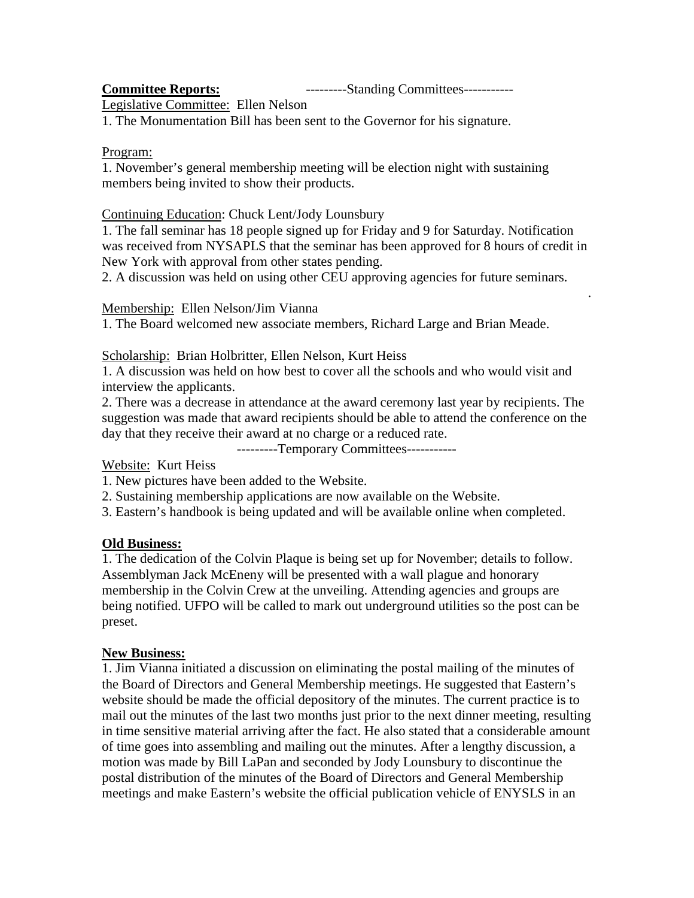**Committee Reports:** ---------Standing Committees-----------

Legislative Committee: Ellen Nelson

1. The Monumentation Bill has been sent to the Governor for his signature.

Program:

1. November's general membership meeting will be election night with sustaining members being invited to show their products.

Continuing Education: Chuck Lent/Jody Lounsbury

1. The fall seminar has 18 people signed up for Friday and 9 for Saturday. Notification was received from NYSAPLS that the seminar has been approved for 8 hours of credit in New York with approval from other states pending.
2. A discussion was held on using other CEU approving agencies for future seminars.

Membership: Ellen Nelson/Jim Vianna

1. The Board welcomed new associate members, Richard Large and Brian Meade.

Scholarship: Brian Holbritter, Ellen Nelson, Kurt Heiss

1. A discussion was held on how best to cover all the schools and who would visit and interview the applicants.
2. There was a decrease in attendance at the award ceremony last year by recipients. The suggestion was made that award recipients should be able to attend the conference on the day that they receive their award at no charge or a reduced rate.

---------Temporary Committees-----------

Website: Kurt Heiss

1. New pictures have been added to the Website.
2. Sustaining membership applications are now available on the Website.
3. Eastern's handbook is being updated and will be available online when completed.

**Old Business:**

1. The dedication of the Colvin Plaque is being set up for November; details to follow. Assemblyman Jack McEneny will be presented with a wall plague and honorary membership in the Colvin Crew at the unveiling. Attending agencies and groups are being notified. UFPO will be called to mark out underground utilities so the post can be preset.

**New Business:**

1. Jim Vianna initiated a discussion on eliminating the postal mailing of the minutes of the Board of Directors and General Membership meetings. He suggested that Eastern's website should be made the official depository of the minutes. The current practice is to mail out the minutes of the last two months just prior to the next dinner meeting, resulting in time sensitive material arriving after the fact. He also stated that a considerable amount of time goes into assembling and mailing out the minutes. After a lengthy discussion, a motion was made by Bill LaPan and seconded by Jody Lounsbury to discontinue the postal distribution of the minutes of the Board of Directors and General Membership meetings and make Eastern's website the official publication vehicle of ENYSLS in an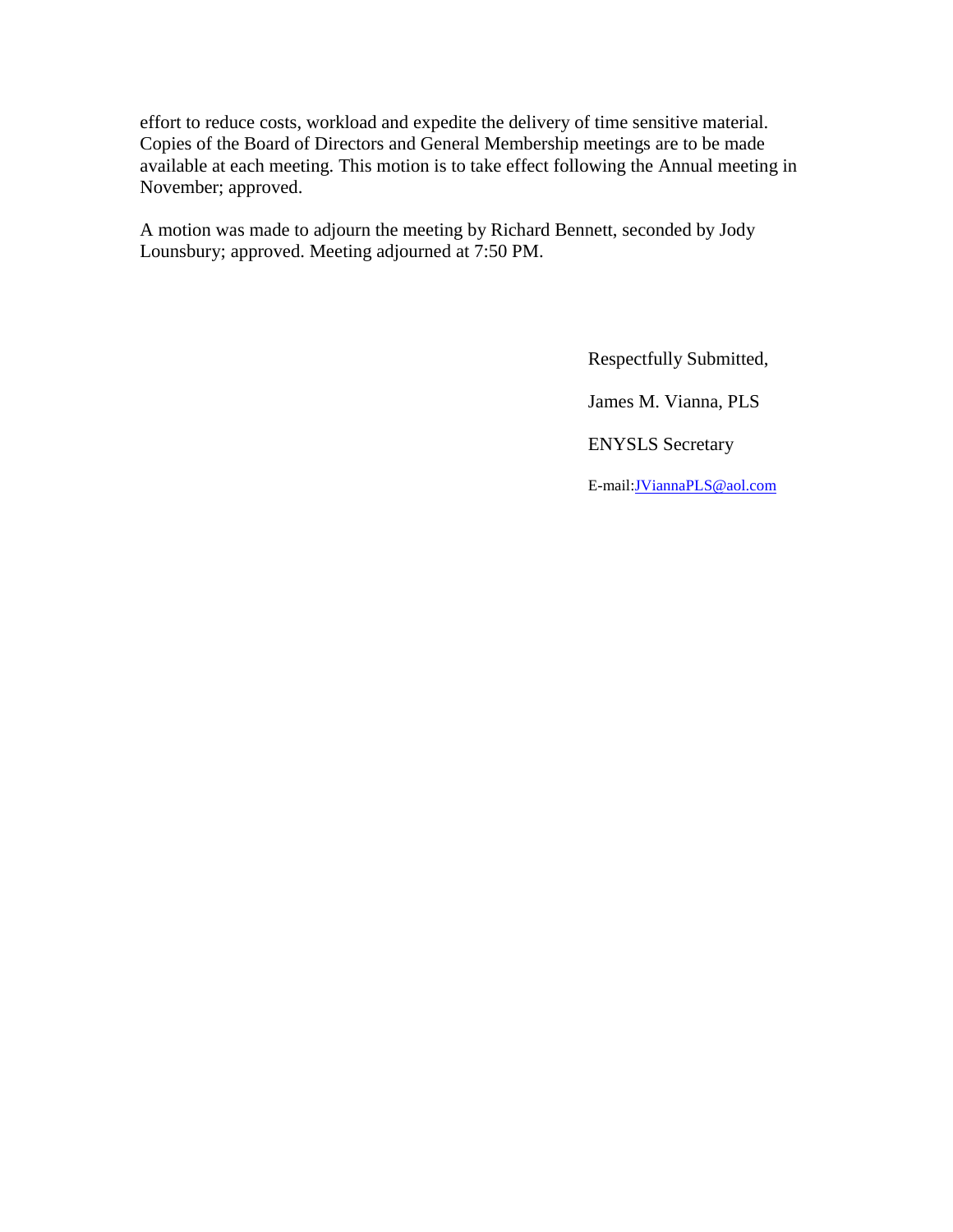effort to reduce costs, workload and expedite the delivery of time sensitive material. Copies of the Board of Directors and General Membership meetings are to be made available at each meeting. This motion is to take effect following the Annual meeting in November; approved.

A motion was made to adjourn the meeting by Richard Bennett, seconded by Jody Lounsbury; approved. Meeting adjourned at 7:50 PM.

Respectfully Submitted,

James M. Vianna, PLS

ENYSLS Secretary

E-mail:JViannaPLS@aol.com